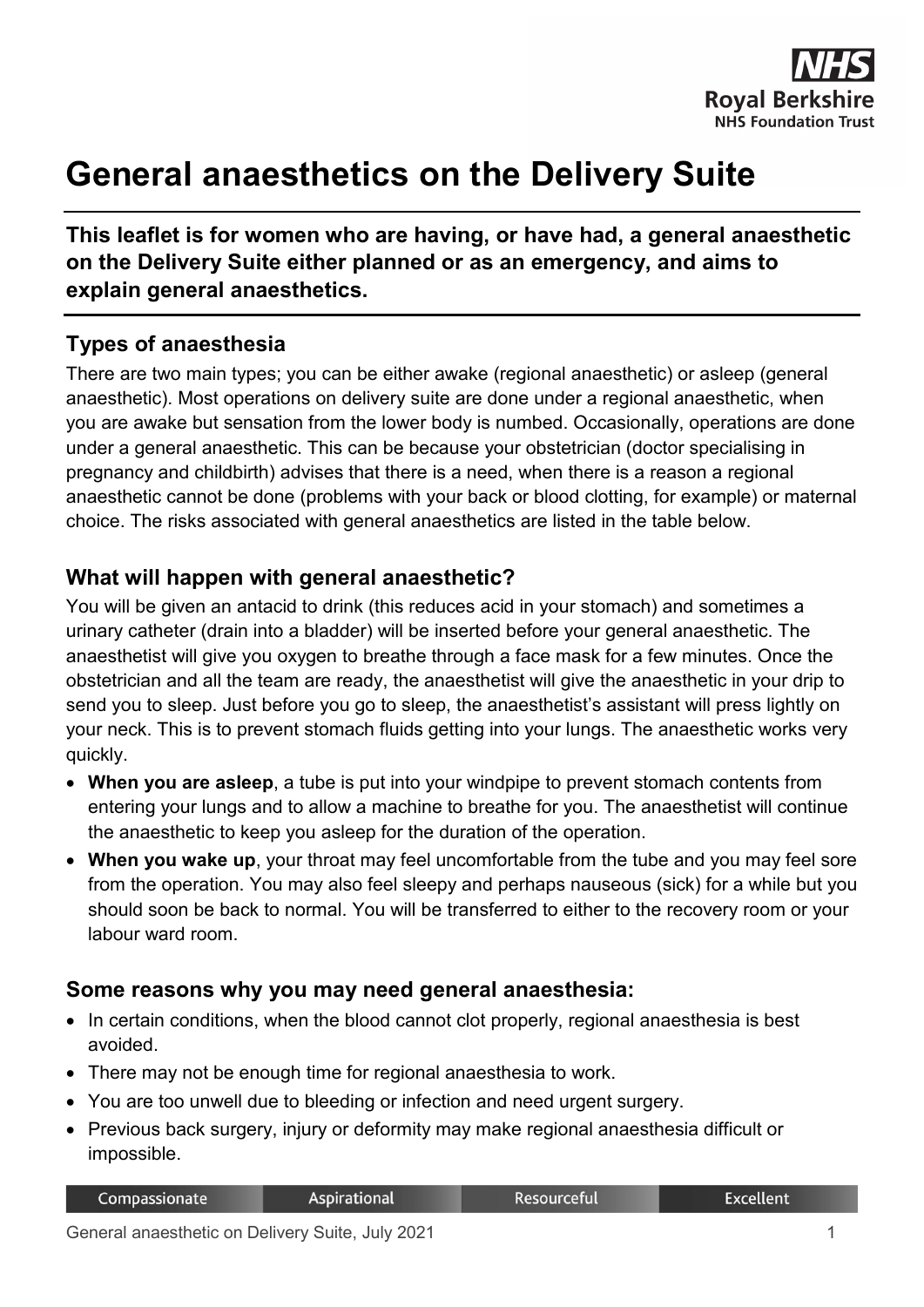# General anaesthetics on the Delivery Suite

**This leaflet is for women who are having, or have had, a general anaesthetic on the Delivery Suite either planned or as an emergency, and aims to explain general anaesthetics.**

## Types of anaesthesia

There are two main types; you can be either awake (regional anaesthetic) or asleep (general anaesthetic). Most operations on delivery suite are done under a regional anaesthetic, when you are awake but sensation from the lower body is numbed. Occasionally, operations are done under a general anaesthetic. This can be because your obstetrician (doctor specialising in pregnancy and childbirth) advises that there is a need, when there is a reason a regional anaesthetic cannot be done (problems with your back or blood clotting, for example) or maternal choice. The risks associated with general anaesthetics are listed in the table below.

## What will happen with general anaesthetic?

You will be given an antacid to drink (this reduces acid in your stomach) and sometimes a urinary catheter (drain into a bladder) will be inserted before your general anaesthetic. The anaesthetist will give you oxygen to breathe through a face mask for a few minutes. Once the obstetrician and all the team are ready, the anaesthetist will give the anaesthetic in your drip to send you to sleep. Just before you go to sleep, the anaesthetist's assistant will press lightly on your neck. This is to prevent stomach fluids getting into your lungs. The anaesthetic works very quickly.

- **When you are asleep**, a tube is put into your windpipe to prevent stomach contents from entering your lungs and to allow a machine to breathe for you. The anaesthetist will continue the anaesthetic to keep you asleep for the duration of the operation.
- **When you wake up**, your throat may feel uncomfortable from the tube and you may feel sore from the operation. You may also feel sleepy and perhaps nauseous (sick) for a while but you should soon be back to normal. You will be transferred to either to the recovery room or your labour ward room.

## Some reasons why you may need general anaesthesia:

- In certain conditions, when the blood cannot clot properly, regional anaesthesia is best avoided.
- There may not be enough time for regional anaesthesia to work.
- You are too unwell due to bleeding or infection and need urgent surgery.
- Previous back surgery, injury or deformity may make regional anaesthesia difficult or impossible.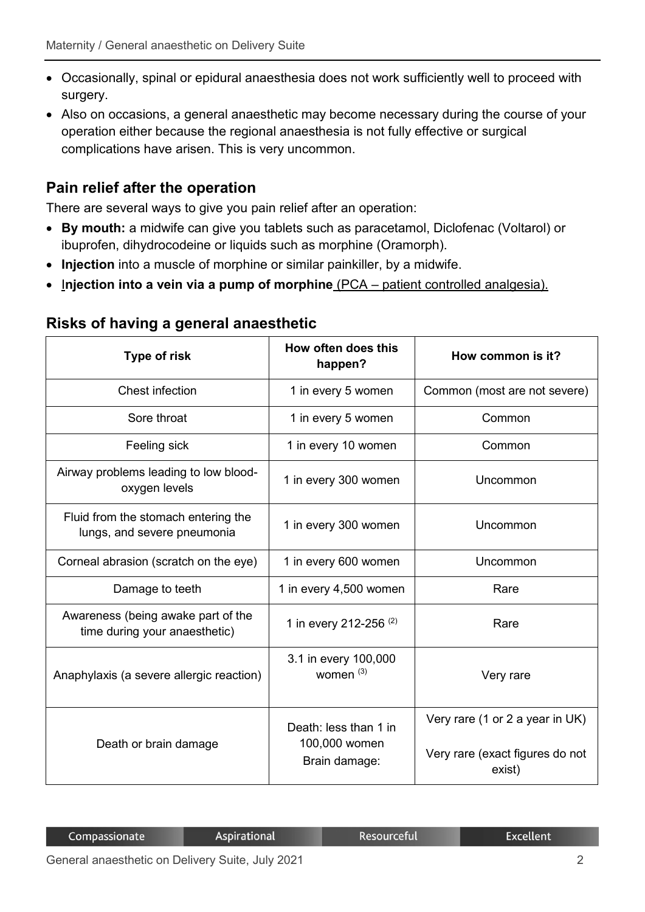- Occasionally, spinal or epidural anaesthesia does not work sufficiently well to proceed with surgery.
- Also on occasions, a general anaesthetic may become necessary during the course of your operation either because the regional anaesthesia is not fully effective or surgical complications have arisen. This is very uncommon.

## Pain relief after the operation

There are several ways to give you pain relief after an operation:

- **By mouth:** a midwife can give you tablets such as paracetamol, Diclofenac (Voltarol) or ibuprofen, dihydrocodeine or liquids such as morphine (Oramorph).
- **Injection** into a muscle of morphine or similar painkiller, by a midwife.
- **Injection into a vein via a pump of morphine** (PCA – patient controlled analgesia).

## Risks of having a general anaesthetic

| Type of risk | How often does this happen? | How common is it? |
|---|---|---|
| Chest infection | 1 in every 5 women | Common (most are not severe) |
| Sore throat | 1 in every 5 women | Common |
| Feeling sick | 1 in every 10 women | Common |
| Airway problems leading to low blood-oxygen levels | 1 in every 300 women | Uncommon |
| Fluid from the stomach entering the lungs, and severe pneumonia | 1 in every 300 women | Uncommon |
| Corneal abrasion (scratch on the eye) | 1 in every 600 women | Uncommon |
| Damage to teeth | 1 in every 4,500 women | Rare |
| Awareness (being awake part of the time during your anaesthetic) | 1 in every 212-256 [2] | Rare |
| Anaphylaxis (a severe allergic reaction) | 3.1 in every 100,000 women [3] | Very rare |
| Death or brain damage | Death: less than 1 in 100,000 women<br>Brain damage: | Very rare (1 or 2 a year in UK)<br>Very rare (exact figures do not exist) |

Compassionate | Aspirational | Resourceful | Excellent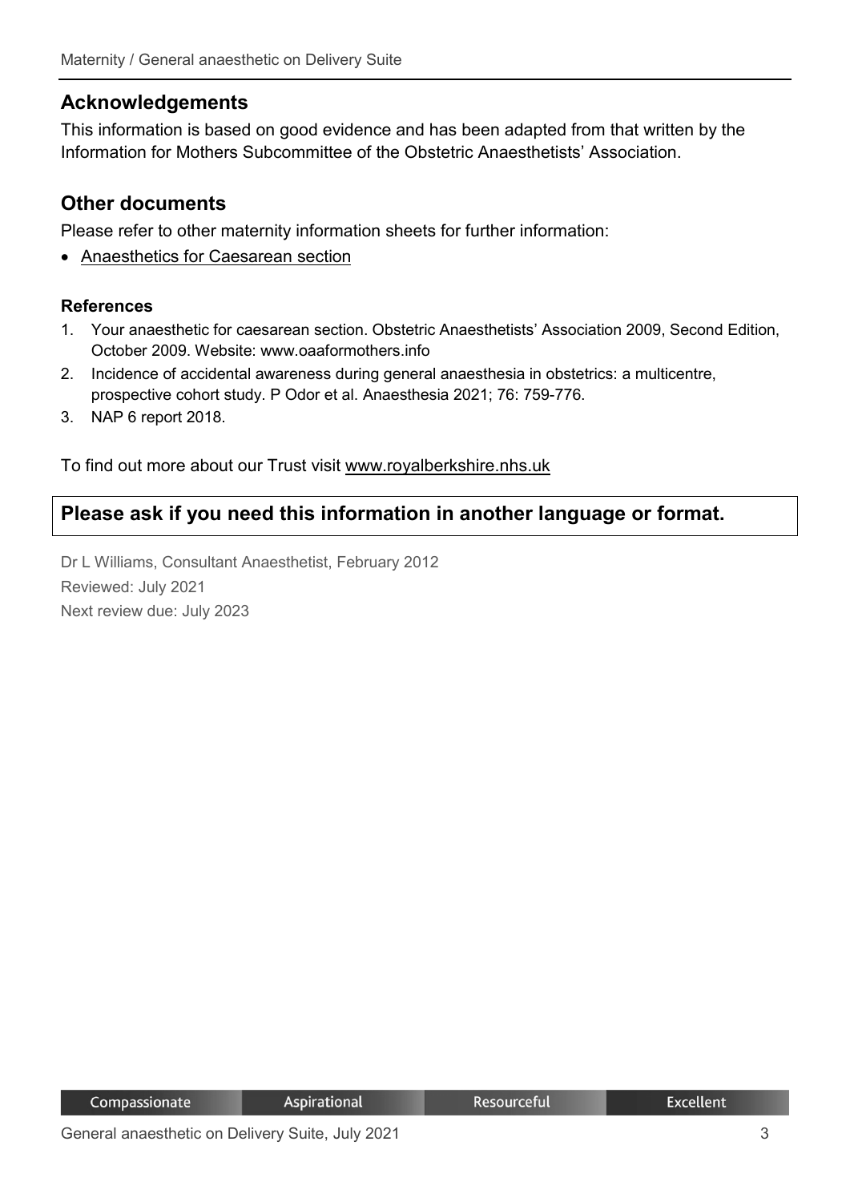## Acknowledgements

This information is based on good evidence and has been adapted from that written by the Information for Mothers Subcommittee of the Obstetric Anaesthetists' Association.

## Other documents

Please refer to other maternity information sheets for further information:

- Anaesthetics for Caesarean section

### References

1. Your anaesthetic for caesarean section. Obstetric Anaesthetists' Association 2009, Second Edition, October 2009. Website: www.oaaformothers.info
2. Incidence of accidental awareness during general anaesthesia in obstetrics: a multicentre, prospective cohort study. P Odor et al. Anaesthesia 2021; 76: 759-776.
3. NAP 6 report 2018.

To find out more about our Trust visit www.royalberkshire.nhs.uk

**Please ask if you need this information in another language or format.**

Dr L Williams, Consultant Anaesthetist, February 2012

Reviewed: July 2021

Next review due: July 2023

Compassionate | Aspirational | Resourceful | Excellent